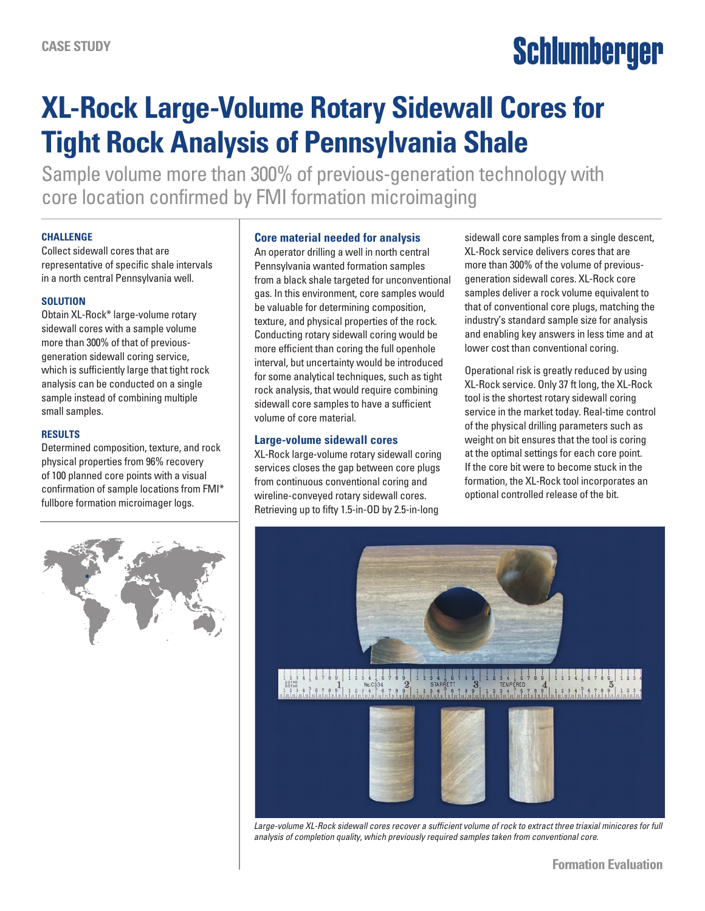CASE STUDY

# XL-Rock Large-Volume Rotary Sidewall Cores for Tight Rock Analysis of Pennsylvania Shale

Sample volume more than 300% of previous-generation technology with core location confirmed by FMI formation microimaging

### CHALLENGE

Collect sidewall cores that are representative of specific shale intervals in a north central Pennsylvania well.

### SOLUTION

Obtain XL-Rock* large-volume rotary sidewall cores with a sample volume more than 300% of that of previous-generation sidewall coring service, which is sufficiently large that tight rock analysis can be conducted on a single sample instead of combining multiple small samples.

### RESULTS

Determined composition, texture, and rock physical properties from 96% recovery of 100 planned core points with a visual confirmation of sample locations from FMI* fullbore formation microimager logs.

## Core material needed for analysis

An operator drilling a well in north central Pennsylvania wanted formation samples from a black shale targeted for unconventional gas. In this environment, core samples would be valuable for determining composition, texture, and physical properties of the rock. Conducting rotary sidewall coring would be more efficient than coring the full openhole interval, but uncertainty would be introduced for some analytical techniques, such as tight rock analysis, that would require combining sidewall core samples to have a sufficient volume of core material.

## Large-volume sidewall cores

XL-Rock large-volume rotary sidewall coring services closes the gap between core plugs from continuous conventional coring and wireline-conveyed rotary sidewall cores. Retrieving up to fifty 1.5-in-OD by 2.5-in-long sidewall core samples from a single descent, XL-Rock service delivers cores that are more than 300% of the volume of previous-generation sidewall cores. XL-Rock core samples deliver a rock volume equivalent to that of conventional core plugs, matching the industry's standard sample size for analysis and enabling key answers in less time and at lower cost than conventional coring.

Operational risk is greatly reduced by using XL-Rock service. Only 37 ft long, the XL-Rock tool is the shortest rotary sidewall coring service in the market today. Real-time control of the physical drilling parameters such as weight on bit ensures that the tool is coring at the optimal settings for each core point. If the core bit were to become stuck in the formation, the XL-Rock tool incorporates an optional controlled release of the bit.

*Large-volume XL-Rock sidewall cores recover a sufficient volume of rock to extract three triaxial minicores for full analysis of completion quality, which previously required samples taken from conventional core.*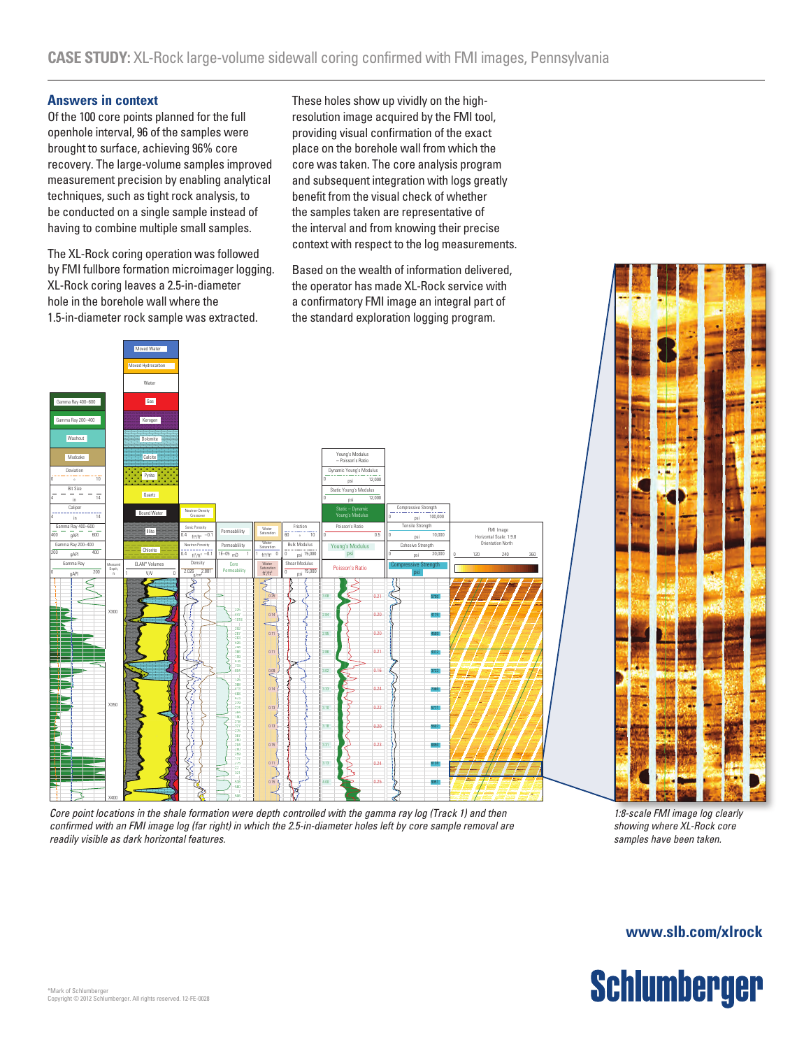## CASE STUDY: XL-Rock large-volume sidewall coring confirmed with FMI images, Pennsylvania

### Answers in context

Of the 100 core points planned for the full openhole interval, 96 of the samples were brought to surface, achieving 96% core recovery. The large-volume samples improved measurement precision by enabling analytical techniques, such as tight rock analysis, to be conducted on a single sample instead of having to combine multiple small samples.

The XL-Rock coring operation was followed by FMI fullbore formation microimager logging. XL-Rock coring leaves a 2.5-in-diameter hole in the borehole wall where the 1.5-in-diameter rock sample was extracted.

These holes show up vividly on the high-resolution image acquired by the FMI tool, providing visual confirmation of the exact place on the borehole wall from which the core was taken. The core analysis program and subsequent integration with logs greatly benefit from the visual check of whether the samples taken are representative of the interval and from knowing their precise context with respect to the log measurements.

Based on the wealth of information delivered, the operator has made XL-Rock service with a confirmatory FMI image an integral part of the standard exploration logging program.

Core point locations in the shale formation were depth controlled with the gamma ray log (Track 1) and then confirmed with an FMI image log (far right) in which the 2.5-in-diameter holes left by core sample removal are readily visible as dark horizontal features.

1:8-scale FMI image log clearly showing where XL-Rock core samples have been taken.

www.slb.com/xlrock

*Mark of Schlumberger
Copyright © 2012 Schlumberger. All rights reserved. 12-FE-0028

Schlumberger